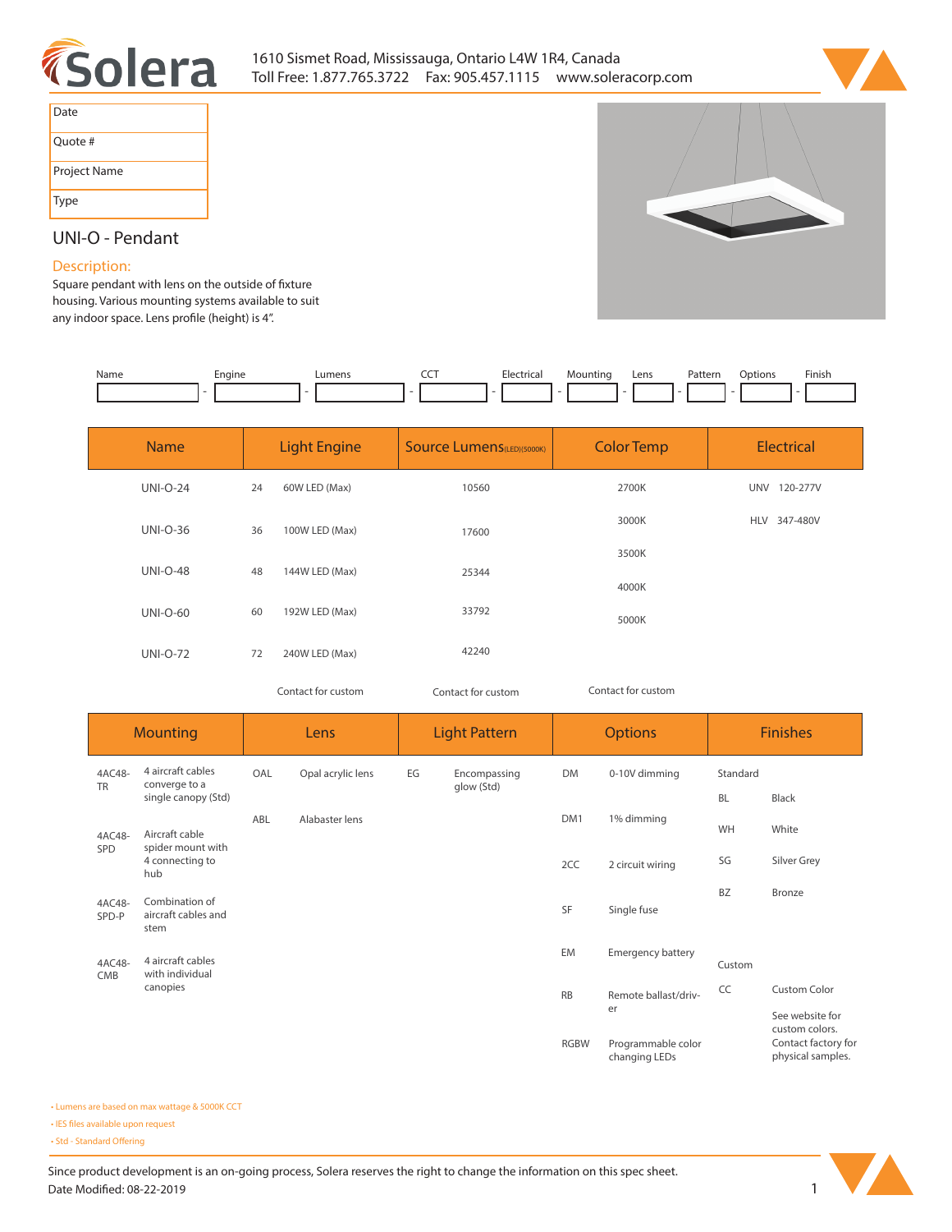**Solera**

1610 Sismet Road, Mississauga, Ontario L4W 1R4, Canada
Toll Free: 1.877.765.3722 Fax: 905.457.1115 www.soleracorp.com

| Date | |
|---|---|
| Quote # | |
| Project Name | |
| Type | |

## UNI-O - Pendant

### Description:

Square pendant with lens on the outside of fixture housing. Various mounting systems available to suit any indoor space. Lens profile (height) is 4".

| Name | | Engine | | Lumens | | CCT | | Electrical | | Mounting | | Lens | | Pattern | | Options | | Finish |
|---|---|---|---|---|---|---|---|---|---|---|---|---|---|---|---|---|---|---|
| | - | | - | | - | | - | | - | | - | | - | | - | | - | |

| Name | Light Engine | | Source Lumens(LED)(5000K) | Color Temp | Electrical |
|---|---|---|---|---|---|
| UNI-O-24 | 24 | 60W LED (Max) | 10560 | 2700K | UNV 120-277V |
| UNI-O-36 | 36 | 100W LED (Max) | 17600 | 3000K | HLV 347-480V |
| UNI-O-48 | 48 | 144W LED (Max) | 25344 | 3500K | |
| UNI-O-60 | 60 | 192W LED (Max) | 33792 | 4000K | |
| UNI-O-72 | 72 | 240W LED (Max) | 42240 | 5000K | |
| | Contact for custom | | Contact for custom | Contact for custom | |

| Mounting | | Lens | | Light Pattern | | Options | | Finishes | |
|---|---|---|---|---|---|---|---|---|---|
| 4AC48-TR | 4 aircraft cables converge to a single canopy (Std) | OAL | Opal acrylic lens | EG | Encompassing glow (Std) | DM | 0-10V dimming | Standard | |
| | | | | | | | | BL | Black |
| 4AC48-SPD | Aircraft cable spider mount with 4 connecting to hub | ABL | Alabaster lens | | | DM1 | 1% dimming | WH | White |
| | | | | | | 2CC | 2 circuit wiring | SG | Silver Grey |
| 4AC48-SPD-P | Combination of aircraft cables and stem | | | | | SF | Single fuse | BZ | Bronze |
| 4AC48-CMB | 4 aircraft cables with individual canopies | | | | | EM | Emergency battery | Custom | |
| | | | | | | RB | Remote ballast/driver | CC | Custom Color |
| | | | | | | RGBW | Programmable color changing LEDs | | See website for custom colors. Contact factory for physical samples. |

- Lumens are based on max wattage & 5000K CCT
- IES files available upon request
- Std - Standard Offering

Since product development is an on-going process, Solera reserves the right to change the information on this spec sheet.
Date Modified: 08-22-2019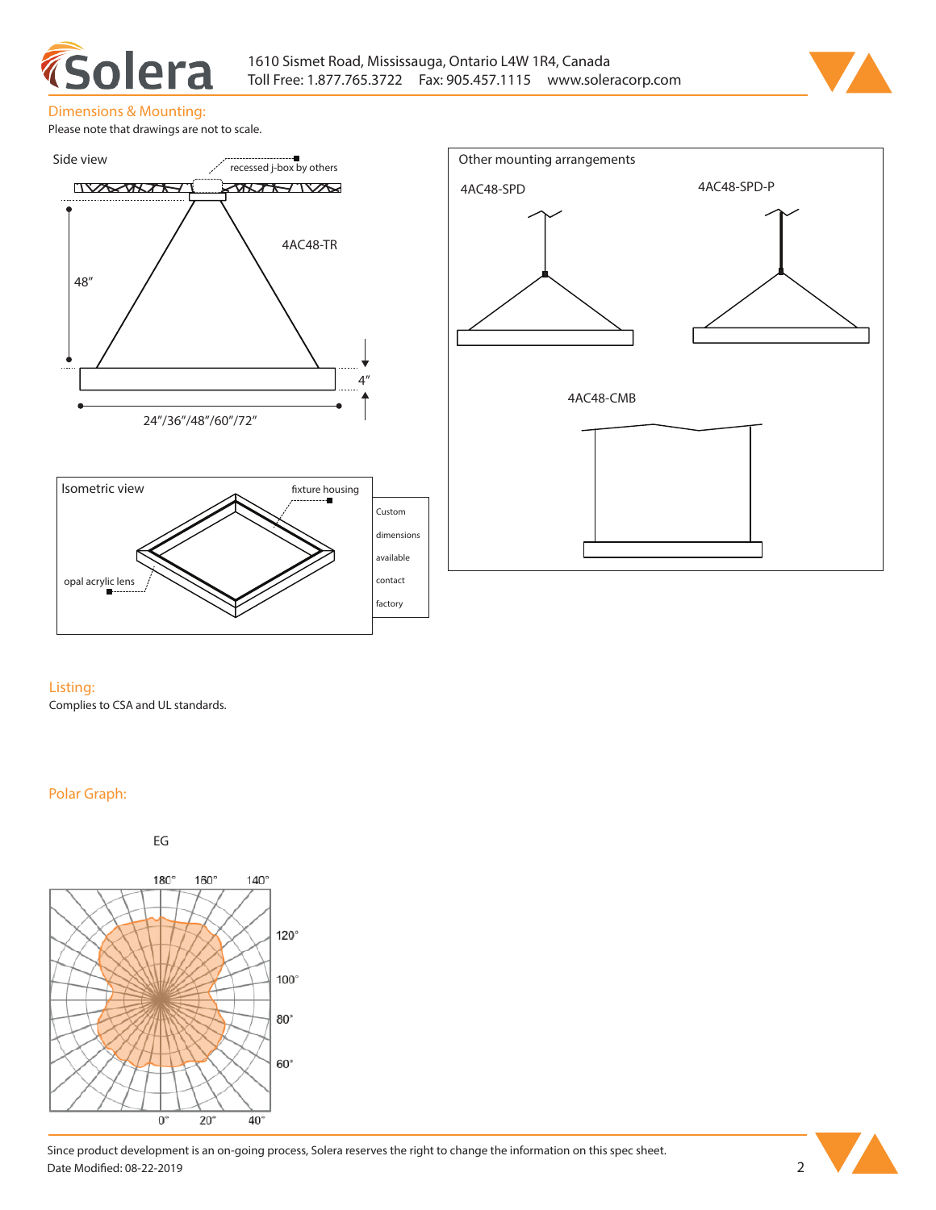1610 Sismet Road, Mississauga, Ontario L4W 1R4, Canada
Toll Free: 1.877.765.3722 Fax: 905.457.1115 www.soleracorp.com

## Dimensions & Mounting:

Please note that drawings are not to scale.

Side view

recessed j-box by others

4AC48-TR

48″

4″

24″/36″/48″/60″/72″

Isometric view

fixture housing

opal acrylic lens

Custom dimensions available contact factory

Other mounting arrangements

4AC48-SPD

4AC48-SPD-P

4AC48-CMB

## Listing:

Complies to CSA and UL standards.

## Polar Graph:

EG

180° 160° 140°

120°

100°

80°

60°

0° 20° 40°

Since product development is an on-going process, Solera reserves the right to change the information on this spec sheet.
Date Modified: 08-22-2019